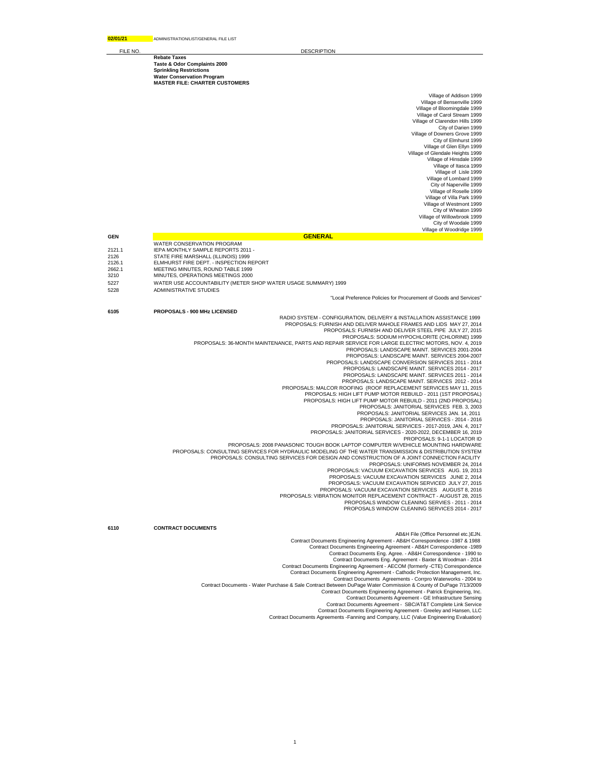**02/01/21** ADMINISTRATION/LIST/GENERAL FILE LIST

| FILE NO. | DESCRIPTION |
|---|---|
| | **Rebate Taxes** |
| | **Taste & Odor Complaints 2000** |
| | **Sprinkling Restrictions** |
| | **Water Conservation Program** |
| | **MASTER FILE: CHARTER CUSTOMERS** |
| | Village of Addison 1999 |
| | Village of Bensenville 1999 |
| | Village of Bloomingdale 1999 |
| | Village of Carol Stream 1999 |
| | Village of Clarendon Hills 1999 |
| | City of Darien 1999 |
| | Village of Downers Grove 1999 |
| | City of Elmhurst 1999 |
| | Village of Glen Ellyn 1999 |
| | Village of Glendale Heights 1999 |
| | Village of Hinsdale 1999 |
| | Village of Itasca 1999 |
| | Village of Lisle 1999 |
| | Village of Lombard 1999 |
| | City of Naperville 1999 |
| | Village of Roselle 1999 |
| | Village of Villa Park 1999 |
| | Village of Westmont 1999 |
| | City of Wheaton 1999 |
| | Village of Willowbrook 1999 |
| | City of Woodale 1999 |
| | Village of Woodridge 1999 |
| **GEN** | **GENERAL** |
| | WATER CONSERVATION PROGRAM |
| 2121.1 | IEPA MONTHLY SAMPLE REPORTS 2011 - |
| 2126 | STATE FIRE MARSHALL (ILLINOIS) 1999 |
| 2126.1 | ELMHURST FIRE DEPT. - INSPECTION REPORT |
| 2662.1 | MEETING MINUTES, ROUND TABLE 1999 |
| 3210 | MINUTES, OPERATIONS MEETINGS 2000 |
| 5227 | WATER USE ACCOUNTABILITY (METER SHOP WATER USAGE SUMMARY) 1999 |
| 5228 | ADMINISTRATIVE STUDIES |
| | "Local Preference Policies for Procurement of Goods and Services" |
| **6105** | **PROPOSALS - 900 MHz LICENSED** |
| | RADIO SYSTEM - CONFIGURATION, DELIVERY & INSTALLATION ASSISTANCE 1999 |
| | PROPOSALS: FURNISH AND DELIVER MAHOLE FRAMES AND LIDS MAY 27, 2014 |
| | PROPOSALS: FURNISH AND DELIVER STEEL PIPE JULY 27, 2015 |
| | PROPOSALS: SODIUM HYPOCHLORITE (CHLORINE) 1999 |
| | PROPOSALS: 36-MONTH MAINTENANCE, PARTS AND REPAIR SERVICE FOR LARGE ELECTRIC MOTORS, NOV. 4, 2019 |
| | PROPOSALS: LANDSCAPE MAINT. SERVICES 2001-2004 |
| | PROPOSALS: LANDSCAPE MAINT. SERVICES 2004-2007 |
| | PROPOSALS: LANDSCAPE CONVERSION SERVICES 2011 - 2014 |
| | PROPOSALS: LANDSCAPE MAINT. SERVICES 2014 - 2017 |
| | PROPOSALS: LANDSCAPE MAINT. SERVICES 2011 - 2014 |
| | PROPOSALS: LANDSCAPE MAINT. SERVICES 2012 - 2014 |
| | PROPOSALS: MALCOR ROOFING (ROOF REPLACEMENT SERVICES MAY 11, 2015 |
| | PROPOSALS: HIGH LIFT PUMP MOTOR REBUILD - 2011 (1ST PROPOSAL) |
| | PROPOSALS: HIGH LIFT PUMP MOTOR REBUILD - 2011 (2ND PROPOSAL) |
| | PROPOSALS: JANITORIAL SERVICES FEB. 3, 2003 |
| | PROPOSALS: JANITORIAL SERVICES JAN. 14, 2011 |
| | PROPOSALS: JANITORIAL SERVICES - 2014 - 2016 |
| | PROPOSALS: JANITORIAL SERVICES - 2017-2019, JAN. 4, 2017 |
| | PROPOSALS: JANITORIAL SERVICES - 2020-2022, DECEMBER 16, 2019 |
| | PROPOSALS: 9-1-1 LOCATOR ID |
| | PROPOSALS: 2008 PANASONIC TOUGH BOOK LAPTOP COMPUTER W/VEHICLE MOUNTING HARDWARE |
| | PROPOSALS: CONSULTING SERVICES FOR HYDRAULIC MODELING OF THE WATER TRANSMISSION & DISTRIBUTION SYSTEM |
| | PROPOSALS: CONSULTING SERVICES FOR DESIGN AND CONSTRUCTION OF A JOINT CONNECTION FACILITY |
| | PROPOSALS: UNIFORMS NOVEMBER 24, 2014 |
| | PROPOSALS: VACUUM EXCAVATION SERVICES AUG. 19, 2013 |
| | PROPOSALS: VACUUM EXCAVATION SERVICES JUNE 2, 2014 |
| | PROPOSALS: VACUUM EXCAVATION SERVICED JULY 27, 2015 |
| | PROPOSALS: VACUUM EXCAVATION SERVICES AUGUST 8, 2016 |
| | PROPOSALS: VIBRATION MONITOR REPLACEMENT CONTRACT - AUGUST 28, 2015 |
| | PROPOSALS WINDOW CLEANING SERVIES - 2011 - 2014 |
| | PROPOSALS WINDOW CLEANING SERVICES 2014 - 2017 |
| **6110** | **CONTRACT DOCUMENTS** |
| | AB&H File (Office Personnel etc.)EJN. |
| | Contract Documents Engineering Agreement - AB&H Correspondence -1987 & 1988 |
| | Contract Documents Engineering Agreement - AB&H Correspondence -1989 |
| | Contract Documents Eng. Agree. - AB&H Correspondence - 1990 to |
| | Contract Documents Eng. Agreement - Baxter & Woodman - 2014 |
| | Contract Documents Engineering Agreement - AECOM (formerly -CTE) Correspondence |
| | Contract Documents Engineering Agreement - Cathodic Protection Management, Inc. |
| | Contract Documents Agreements - Corrpro Waterworks - 2004 to |
| | Contract Documents - Water Purchase & Sale Contract Between DuPage Water Commission & County of DuPage 7/13/2009 |
| | Contract Documents Engineering Agreement - Patrick Engineering, Inc. |
| | Contract Documents Agreement - GE Infrastructure Sensing |
| | Contract Documents Agreement - SBC/AT&T Complete Link Service |
| | Contract Documents Engineering Agreement - Greeley and Hansen, LLC |
| | Contract Documents Agreements -Fanning and Company, LLC (Value Engineering Evaluation) |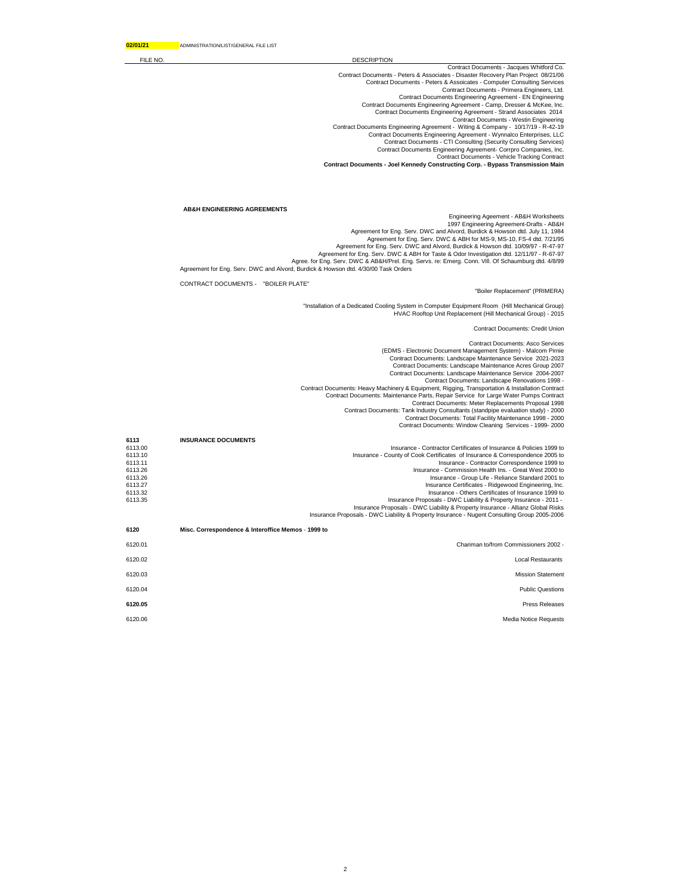02/01/21 ADMINISTRATION/LIST/GENERAL FILE LIST

| FILE NO. | | DESCRIPTION |
|---|---|---|
| | | Contract Documents - Jacques Whitford Co. |
| | | Contract Documents - Peters & Associates - Disaster Recovery Plan Project 08/21/06 |
| | | Contract Documents - Peters & Assoicates - Computer Consulting Services |
| | | Contract Documents - Primera Engineers, Ltd. |
| | | Contract Documents Engineering Agreement - EN Engineering |
| | | Contract Documents Engineering Agreement - Camp, Dresser & McKee, Inc. |
| | | Contract Documents Engineering Agreement - Strand Associates 2014 |
| | | Contract Documents - Westin Engineering |
| | | Contract Documents Engineering Agreement - Witing & Company - 10/17/19 - R-42-19 |
| | | Contract Documents Engineering Agreement - Wynnalco Enterprises, LLC |
| | | Contract Documents - CTI Consulting (Security Consulting Services) |
| | | Contract Documents Engineering Agreement- Corrpro Companies, Inc. |
| | | Contract Documents - Vehicle Tracking Contract |
| | | **Contract Documents - Joel Kennedy Constructing Corp. - Bypass Transmission Main** |
| | **AB&H ENGINEERING AGREEMENTS** | |
| | | Engineering Ageement - AB&H Worksheets |
| | | 1997 Engineering Agreement-Drafts - AB&H |
| | | Agreement for Eng. Serv. DWC and Alvord, Burdick & Howson dtd. July 11, 1984 |
| | | Agreement for Eng. Serv. DWC & ABH for MS-9, MS-10, FS-4 dtd. 7/21/95 |
| | | Agreement for Eng. Serv. DWC and Alvord, Burdick & Howson dtd. 10/09/97 - R-47-97 |
| | | Agreement for Eng. Serv. DWC & ABH for Taste & Odor Investigation dtd. 12/11/97 - R-67-97 |
| | | Agree. for Eng. Serv. DWC & AB&H/Prel. Eng. Servs. re: Emerg. Conn. Vill. Of Schaumburg dtd. 4/8/99 |
| | Agreement for Eng. Serv. DWC and Alvord, Burdick & Howson dtd. 4/30/00 Task Orders | |
| | CONTRACT DOCUMENTS - "BOILER PLATE" | |
| | | "Boiler Replacement" (PRIMERA) |
| | | "Installation of a Dedicated Cooling System in Computer Equipment Room (Hill Mechanical Group) |
| | | HVAC Rooftop Unit Replacement (Hill Mechanical Group) - 2015 |
| | | Contract Documents: Credit Union |
| | | Contract Documents: Asco Services |
| | | (EDMS - Electronic Document Management System) - Malcom Pirnie |
| | | Contract Documents: Landscape Maintenance Service 2021-2023 |
| | | Contract Documents: Landscape Maintenance Acres Group 2007 |
| | | Contract Documents: Landscape Maintenance Service 2004-2007 |
| | | Contract Documents: Landscape Renovations 1998 - |
| | | Contract Documents: Heavy Machinery & Equipment, Rigging, Transportation & Installation Contract |
| | | Contract Documents: Maintenance Parts, Repair Service for Large Water Pumps Contract |
| | | Contract Documents: Meter Replacements Proposal 1998 |
| | | Contract Documents: Tank Industry Consultants (standpipe evaluation study) - 2000 |
| | | Contract Documents: Total Facility Maintenance 1998 - 2000 |
| | | Contract Documents: Window Cleaning Services - 1999- 2000 |
| **6113** | **INSURANCE DOCUMENTS** | |
| 6113.00 | | Insurance - Contractor Certificates of Insurance & Policies 1999 to |
| 6113.10 | | Insurance - County of Cook Certificates of Insurance & Correspondence 2005 to |
| 6113.11 | | Insurance - Contractor Correspondence 1999 to |
| 6113.26 | | Insurance - Commission Health Ins. - Great West 2000 to |
| 6113.26 | | Insurance - Group Life - Reliance Standard 2001 to |
| 6113.27 | | Insurance Certificates - Ridgewood Engineering, Inc. |
| 6113.32 | | Insurance - Others Certificates of Insurance 1999 to |
| 6113.35 | | Insurance Proposals - DWC Liability & Property Insurance - 2011 - |
| | | Insurance Proposals - DWC Liability & Property Insurance - Allianz Global Risks |
| | | Insurance Proposals - DWC Liability & Property Insurance - Nugent Consulting Group 2005-2006 |
| **6120** | **Misc. Correspondence & Interoffice Memos - 1999 to** | |
| 6120.01 | | Chariman to/from Commissioners 2002 - |
| 6120.02 | | Local Restaurants |
| 6120.03 | | Mission Statement |
| 6120.04 | | Public Questions |
| **6120.05** | | Press Releases |
| 6120.06 | | Media Notice Requests |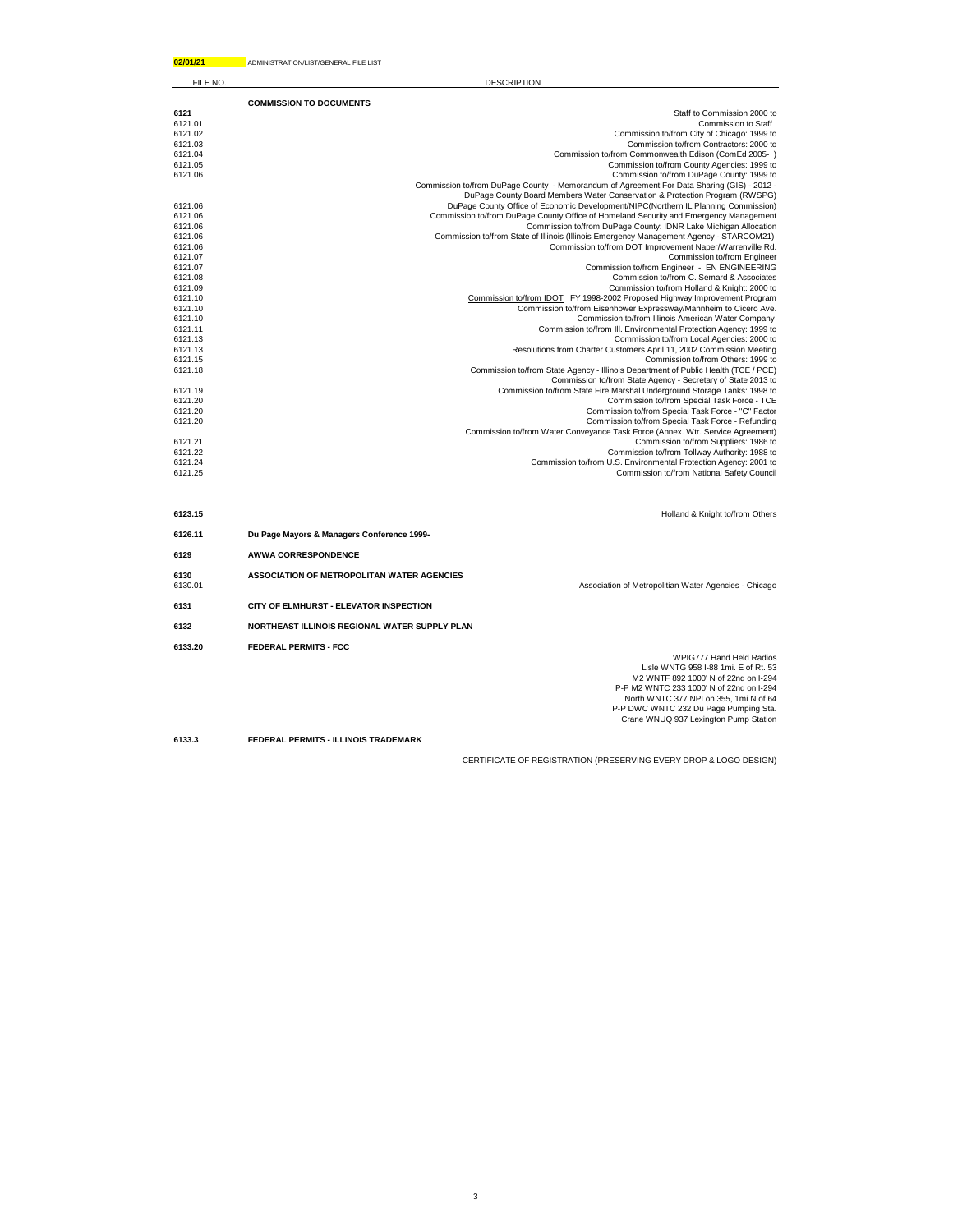**02/01/21** ADMINISTRATION/LIST/GENERAL FILE LIST

| FILE NO. | DESCRIPTION | |
|---|---|---|
| | **COMMISSION TO DOCUMENTS** | |
| **6121** | | Staff to Commission 2000 to |
| 6121.01 | | Commission to Staff |
| 6121.02 | | Commission to/from City of Chicago: 1999 to |
| 6121.03 | | Commission to/from Contractors: 2000 to |
| 6121.04 | | Commission to/from Commonwealth Edison (ComEd 2005- ) |
| 6121.05 | | Commission to/from County Agencies: 1999 to |
| 6121.06 | | Commission to/from DuPage County: 1999 to |
| | | Commission to/from DuPage County - Memorandum of Agreement For Data Sharing (GIS) - 2012 - |
| | | DuPage County Board Members Water Conservation & Protection Program (RWSPG) |
| 6121.06 | | DuPage County Office of Economic Development/NIPC(Northern IL Planning Commission) |
| 6121.06 | | Commission to/from DuPage County Office of Homeland Security and Emergency Management |
| 6121.06 | | Commission to/from DuPage County: IDNR Lake Michigan Allocation |
| 6121.06 | | Commission to/from State of Illinois (Illinois Emergency Management Agency - STARCOM21) |
| 6121.06 | | Commission to/from DOT Improvement Naper/Warrenville Rd. |
| 6121.07 | | Commission to/from Engineer |
| 6121.07 | | Commission to/from Engineer - EN ENGINEERING |
| 6121.08 | | Commission to/from C. Semard & Associates |
| 6121.09 | | Commission to/from Holland & Knight: 2000 to |
| 6121.10 | | Commission to/from IDOT FY 1998-2002 Proposed Highway Improvement Program |
| 6121.10 | | Commission to/from Eisenhower Expressway/Mannheim to Cicero Ave. |
| 6121.10 | | Commission to/from Illinois American Water Company |
| 6121.11 | | Commission to/from Ill. Environmental Protection Agency: 1999 to |
| 6121.13 | | Commission to/from Local Agencies: 2000 to |
| 6121.13 | | Resolutions from Charter Customers April 11, 2002 Commission Meeting |
| 6121.15 | | Commission to/from Others: 1999 to |
| 6121.18 | | Commission to/from State Agency - Illinois Department of Public Health (TCE / PCE) |
| | | Commission to/from State Agency - Secretary of State 2013 to |
| 6121.19 | | Commission to/from State Fire Marshal Underground Storage Tanks: 1998 to |
| 6121.20 | | Commission to/from Special Task Force - TCE |
| 6121.20 | | Commission to/from Special Task Force - "C" Factor |
| 6121.20 | | Commission to/from Special Task Force - Refunding |
| | | Commission to/from Water Conveyance Task Force (Annex. Wtr. Service Agreement) |
| 6121.21 | | Commission to/from Suppliers: 1986 to |
| 6121.22 | | Commission to/from Tollway Authority: 1988 to |
| 6121.24 | | Commission to/from U.S. Environmental Protection Agency: 2001 to |
| 6121.25 | | Commission to/from National Safety Council |
| | | |
| **6123.15** | | Holland & Knight to/from Others |
| **6126.11** | **Du Page Mayors & Managers Conference 1999-** | |
| **6129** | **AWWA CORRESPONDENCE** | |
| **6130** | **ASSOCIATION OF METROPOLITAN WATER AGENCIES** | |
| 6130.01 | | Association of Metropolitan Water Agencies - Chicago |
| **6131** | **CITY OF ELMHURST - ELEVATOR INSPECTION** | |
| **6132** | **NORTHEAST ILLINOIS REGIONAL WATER SUPPLY PLAN** | |
| **6133.20** | **FEDERAL PERMITS - FCC** | |
| | | WPIG777 Hand Held Radios |
| | | Lisle WNTG 958 I-88 1mi. E of Rt. 53 |
| | | M2 WNTF 892 1000' N of 22nd on I-294 |
| | | P-P M2 WNTC 233 1000' N of 22nd on I-294 |
| | | North WNTC 377 NPI on 355, 1mi N of 64 |
| | | P-P DWC WNTC 232 Du Page Pumping Sta. |
| | | Crane WNUQ 937 Lexington Pump Station |
| **6133.3** | **FEDERAL PERMITS - ILLINOIS TRADEMARK** | |
| | | CERTIFICATE OF REGISTRATION (PRESERVING EVERY DROP & LOGO DESIGN) |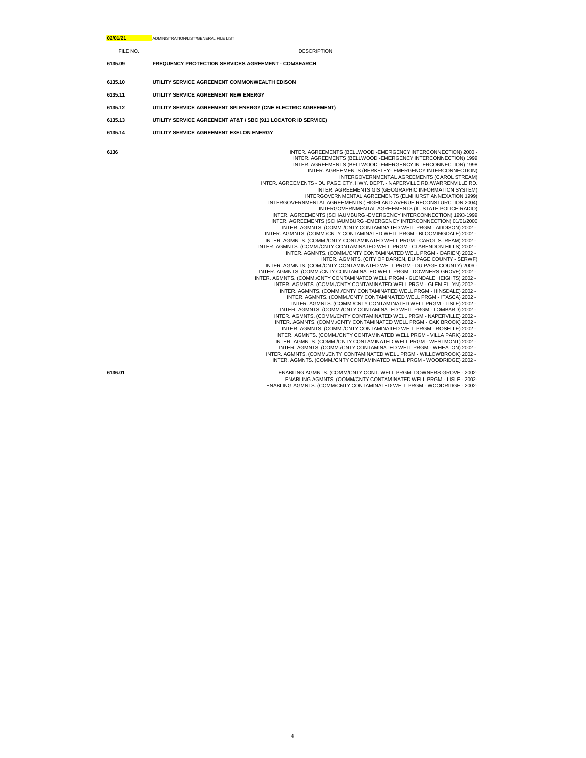**02/01/21** ADMINISTRATION/LIST/GENERAL FILE LIST

| FILE NO. | DESCRIPTION |
|---|---|
| **6135.09** | **FREQUENCY PROTECTION SERVICES AGREEMENT - COMSEARCH** |
| **6135.10** | **UTILITY SERVICE AGREEMENT COMMONWEALTH EDISON** |
| **6135.11** | **UTILITY SERVICE AGREEMENT NEW ENERGY** |
| **6135.12** | **UTILITY SERVICE AGREEMENT SPI ENERGY (CNE ELECTRIC AGREEMENT)** |
| **6135.13** | **UTILITY SERVICE AGREEMENT AT&T / SBC (911 LOCATOR ID SERVICE)** |
| **6135.14** | **UTILITY SERVICE AGREEMENT EXELON ENERGY** |
| **6136** | INTER. AGREEMENTS (BELLWOOD -EMERGENCY INTERCONNECTION) 2000 -<br>INTER. AGREEMENTS (BELLWOOD -EMERGENCY INTERCONNECTION) 1999<br>INTER. AGREEMENTS (BELLWOOD -EMERGENCY INTERCONNECTION) 1998<br>INTER. AGREEMENTS (BERKELEY- EMERGENCY INTERCONNECTION)<br>INTERGOVERNMENTAL AGREEMENTS (CAROL STREAM)<br>INTER. AGREEMENTS - DU PAGE CTY. HWY. DEPT. - NAPERVILLE RD./WARRENVILLE RD.<br>INTER. AGREEMENTS GIS (GEOGRAPHIC INFORMATION SYSTEM)<br>INTERGOVERNMENTAL AGREEMENTS (ELMHURST ANNEXATION 1999)<br>INTERGOVERNMENTAL AGREEMENTS ( HIGHLAND AVENUE RECONSTURCTION 2004)<br>INTERGOVERNMENTAL AGREEMENTS (IL. STATE POLICE-RADIO)<br>INTER. AGREEMENTS (SCHAUMBURG -EMERGENCY INTERCONNECTION) 1993-1999<br>INTER. AGREEMENTS (SCHAUMBURG -EMERGENCY INTERCONNECTION) 01/01/2000<br>INTER. AGMNTS. (COMM./CNTY CONTAMINATED WELL PRGM - ADDISON) 2002 -<br>INTER. AGMNTS. (COMM./CNTY CONTAMINATED WELL PRGM - BLOOMINGDALE) 2002 -<br>INTER. AGMNTS. (COMM./CNTY CONTAMINATED WELL PRGM - CAROL STREAM) 2002 -<br>INTER. AGMNTS. (COMM./CNTY CONTAMINATED WELL PRGM - CLARENDON HILLS) 2002 -<br>INTER. AGMNTS. (COMM./CNTY CONTAMINATED WELL PRGM - DARIEN) 2002 -<br>INTER. AGMNTS. (CITY OF DARIEN, DU PAGE COUNTY - SERWF)<br>INTER. AGMNTS. (COM./CNTY CONTAMINATED WELL PRGM - DU PAGE COUNTY) 2006 -<br>INTER. AGMNTS. (COMM./CNTY CONTAMINATED WELL PRGM - DOWNERS GROVE) 2002 -<br>INTER. AGMNTS. (COMM./CNTY CONTAMINATED WELL PRGM - GLENDALE HEIGHTS) 2002 -<br>INTER. AGMNTS. (COMM./CNTY CONTAMINATED WELL PRGM - GLEN ELLYN) 2002 -<br>INTER. AGMNTS. (COMM./CNTY CONTAMINATED WELL PRGM - HINSDALE) 2002 -<br>INTER. AGMNTS. (COMM./CNTY CONTAMINATED WELL PRGM - ITASCA) 2002 -<br>INTER. AGMNTS. (COMM./CNTY CONTAMINATED WELL PRGM - LISLE) 2002 -<br>INTER. AGMNTS. (COMM./CNTY CONTAMINATED WELL PRGM - LOMBARD) 2002 -<br>INTER. AGMNTS. (COMM./CNTY CONTAMINATED WELL PRGM - NAPERVILLE) 2002 -<br>INTER. AGMNTS. (COMM./CNTY CONTAMINATED WELL PRGM - OAK BROOK) 2002 -<br>INTER. AGMNTS. (COMM./CNTY CONTAMINATED WELL PRGM - ROSELLE) 2002 -<br>INTER. AGMNTS. (COMM./CNTY CONTAMINATED WELL PRGM - VILLA PARK) 2002 -<br>INTER. AGMNTS. (COMM./CNTY CONTAMINATED WELL PRGM - WESTMONT) 2002 -<br>INTER. AGMNTS. (COMM./CNTY CONTAMINATED WELL PRGM - WHEATON) 2002 -<br>INTER. AGMNTS. (COMM./CNTY CONTAMINATED WELL PRGM - WILLOWBROOK) 2002 -<br>INTER. AGMNTS. (COMM./CNTY CONTAMINATED WELL PRGM - WOODRIDGE) 2002 - |
| **6136.01** | ENABLING AGMNTS. (COMM/CNTY CONT. WELL PRGM- DOWNERS GROVE - 2002-<br>ENABLING AGMNTS. (COMM/CNTY CONTAMINATED WELL PRGM - LISLE - 2002-<br>ENABLING AGMNTS. (COMM/CNTY CONTAMINATED WELL PRGM - WOODRIDGE - 2002- |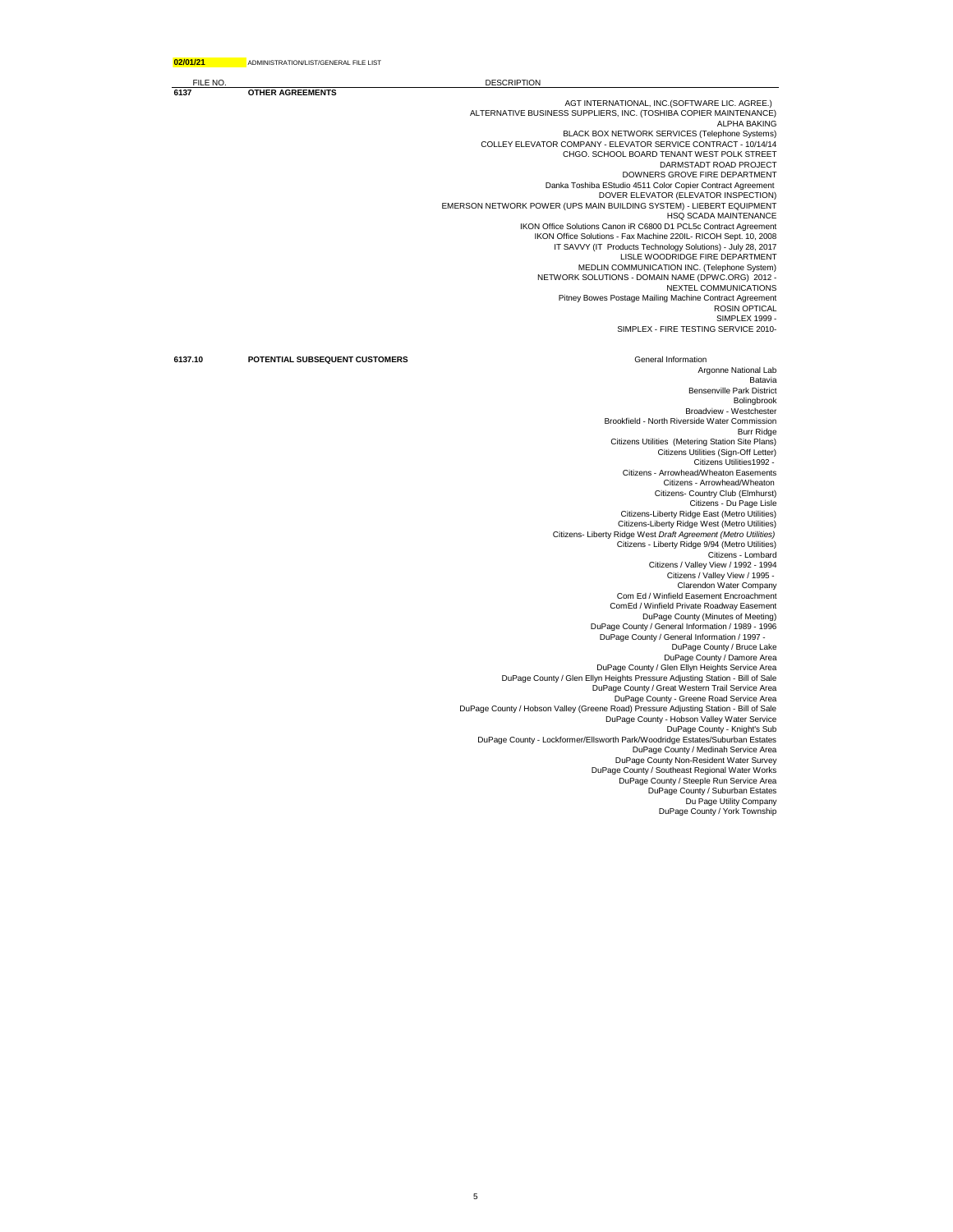02/01/21 ADMINISTRATION/LIST/GENERAL FILE LIST

| FILE NO. | | DESCRIPTION |
|---|---|---|
| **6137** | **OTHER AGREEMENTS** | |
| | | AGT INTERNATIONAL, INC.(SOFTWARE LIC. AGREE.) |
| | | ALTERNATIVE BUSINESS SUPPLIERS, INC. (TOSHIBA COPIER MAINTENANCE) |
| | | ALPHA BAKING |
| | | BLACK BOX NETWORK SERVICES (Telephone Systems) |
| | | COLLEY ELEVATOR COMPANY - ELEVATOR SERVICE CONTRACT - 10/14/14 |
| | | CHGO. SCHOOL BOARD TENANT WEST POLK STREET |
| | | DARMSTADT ROAD PROJECT |
| | | DOWNERS GROVE FIRE DEPARTMENT |
| | | Danka Toshiba EStudio 4511 Color Copier Contract Agreement |
| | | DOVER ELEVATOR (ELEVATOR INSPECTION) |
| | | EMERSON NETWORK POWER (UPS MAIN BUILDING SYSTEM) - LIEBERT EQUIPMENT |
| | | HSQ SCADA MAINTENANCE |
| | | IKON Office Solutions Canon iR C6800 D1 PCL5c Contract Agreement |
| | | IKON Office Solutions - Fax Machine 220IL- RICOH Sept. 10, 2008 |
| | | IT SAVVY (IT Products Technology Solutions) - July 28, 2017 |
| | | LISLE WOODRIDGE FIRE DEPARTMENT |
| | | MEDLIN COMMUNICATION INC. (Telephone System) |
| | | NETWORK SOLUTIONS - DOMAIN NAME (DPWC.ORG) 2012 - |
| | | NEXTEL COMMUNICATIONS |
| | | Pitney Bowes Postage Mailing Machine Contract Agreement |
| | | ROSIN OPTICAL |
| | | SIMPLEX 1999 - |
| | | SIMPLEX - FIRE TESTING SERVICE 2010- |
| **6137.10** | **POTENTIAL SUBSEQUENT CUSTOMERS** | General Information |
| | | Argonne National Lab |
| | | Batavia |
| | | Bensenville Park District |
| | | Bolingbrook |
| | | Broadview - Westchester |
| | | Brookfield - North Riverside Water Commission |
| | | Burr Ridge |
| | | Citizens Utilities (Metering Station Site Plans) |
| | | Citizens Utilities (Sign-Off Letter) |
| | | Citizens Utilities1992 - |
| | | Citizens - Arrowhead/Wheaton Easements |
| | | Citizens - Arrowhead/Wheaton |
| | | Citizens- Country Club (Elmhurst) |
| | | Citizens - Du Page Lisle |
| | | Citizens-Liberty Ridge East (Metro Utilities) |
| | | Citizens-Liberty Ridge West (Metro Utilities) |
| | | Citizens- Liberty Ridge West *Draft Agreement (Metro Utilities)* |
| | | Citizens - Liberty Ridge 9/94 (Metro Utilities) |
| | | Citizens - Lombard |
| | | Citizens / Valley View / 1992 - 1994 |
| | | Citizens / Valley View / 1995 - |
| | | Clarendon Water Company |
| | | Com Ed / Winfield Easement Encroachment |
| | | ComEd / Winfield Private Roadway Easement |
| | | DuPage County (Minutes of Meeting) |
| | | DuPage County / General Information / 1989 - 1996 |
| | | DuPage County / General Information / 1997 - |
| | | DuPage County / Bruce Lake |
| | | DuPage County / Damore Area |
| | | DuPage County / Glen Ellyn Heights Service Area |
| | | DuPage County / Glen Ellyn Heights Pressure Adjusting Station - Bill of Sale |
| | | DuPage County / Great Western Trail Service Area |
| | | DuPage County - Greene Road Service Area |
| | | DuPage County / Hobson Valley (Greene Road) Pressure Adjusting Station - Bill of Sale |
| | | DuPage County - Hobson Valley Water Service |
| | | DuPage County - Knight's Sub |
| | | DuPage County - Lockformer/Ellsworth Park/Woodridge Estates/Suburban Estates |
| | | DuPage County / Medinah Service Area |
| | | DuPage County Non-Resident Water Survey |
| | | DuPage County / Southeast Regional Water Works |
| | | DuPage County / Steeple Run Service Area |
| | | DuPage County / Suburban Estates |
| | | Du Page Utility Company |
| | | DuPage County / York Township |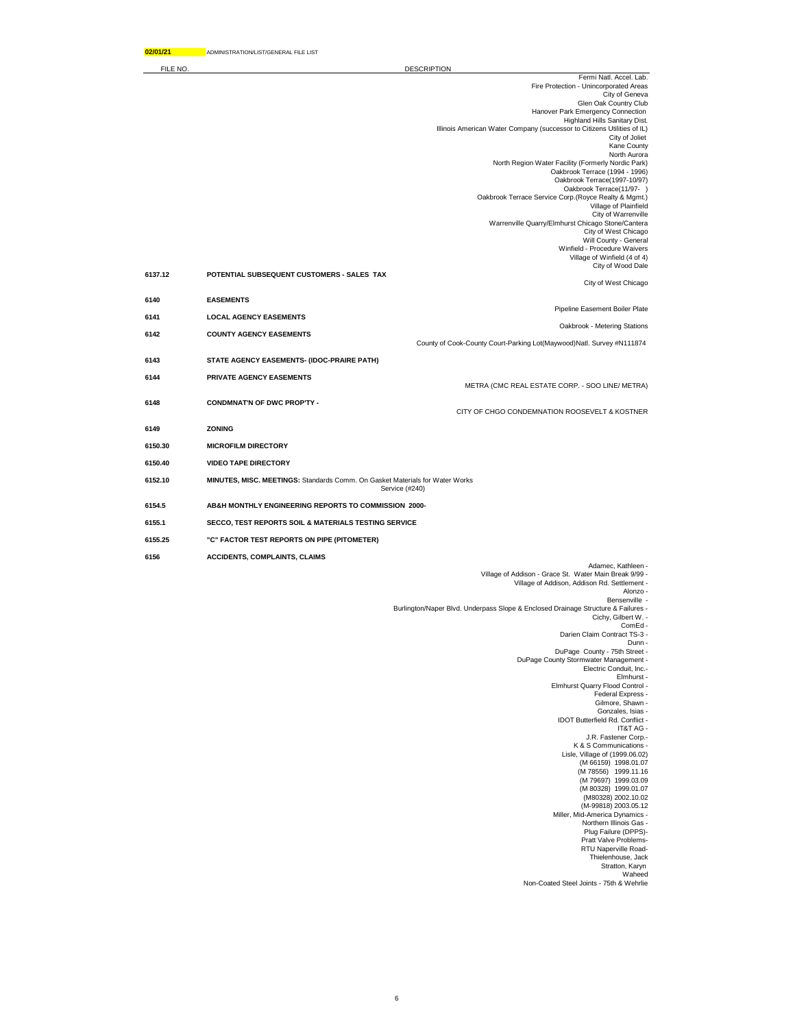**02/01/21** ADMINISTRATION/LIST/GENERAL FILE LIST

| FILE NO. | DESCRIPTION | |
|---|---|---|
| | | Fermi Natl. Accel. Lab. |
| | | Fire Protection - Unincorporated Areas |
| | | City of Geneva |
| | | Glen Oak Country Club |
| | | Hanover Park Emergency Connection |
| | | Highland Hills Sanitary Dist. |
| | | Illinois American Water Company (successor to Citizens Utilities of IL) |
| | | City of Joliet |
| | | Kane County |
| | | North Aurora |
| | | North Region Water Facility (Formerly Nordic Park) |
| | | Oakbrook Terrace (1994 - 1996) |
| | | Oakbrook Terrace(1997-10/97) |
| | | Oakbrook Terrace(11/97- ) |
| | | Oakbrook Terrace Service Corp.(Royce Realty & Mgmt.) |
| | | Village of Plainfield |
| | | City of Warrenville |
| | | Warrenville Quarry/Elmhurst Chicago Stone/Cantera |
| | | City of West Chicago |
| | | Will County - General |
| | | Winfield - Procedure Waivers |
| | | Village of Winfield (4 of 4) |
| | | City of Wood Dale |
| 6137.12 | **POTENTIAL SUBSEQUENT CUSTOMERS - SALES TAX** | |
| | | City of West Chicago |
| 6140 | **EASEMENTS** | |
| | | Pipeline Easement Boiler Plate |
| 6141 | **LOCAL AGENCY EASEMENTS** | |
| | | Oakbrook - Metering Stations |
| 6142 | **COUNTY AGENCY EASEMENTS** | |
| | | County of Cook-County Court-Parking Lot(Maywood)Natl. Survey #N111874 |
| 6143 | **STATE AGENCY EASEMENTS- (IDOC-PRAIRE PATH)** | |
| 6144 | **PRIVATE AGENCY EASEMENTS** | |
| | | METRA (CMC REAL ESTATE CORP. - SOO LINE/ METRA) |
| 6148 | **CONDMNAT'N OF DWC PROP'TY -** | |
| | | CITY OF CHGO CONDEMNATION ROOSEVELT & KOSTNER |
| 6149 | **ZONING** | |
| 6150.30 | **MICROFILM DIRECTORY** | |
| 6150.40 | **VIDEO TAPE DIRECTORY** | |
| 6152.10 | **MINUTES, MISC. MEETINGS:** Standards Comm. On Gasket Materials for Water Works Service (#240) | |
| 6154.5 | **AB&H MONTHLY ENGINEERING REPORTS TO COMMISSION 2000-** | |
| 6155.1 | **SECCO, TEST REPORTS SOIL & MATERIALS TESTING SERVICE** | |
| 6155.25 | **"C" FACTOR TEST REPORTS ON PIPE (PITOMETER)** | |
| 6156 | **ACCIDENTS, COMPLAINTS, CLAIMS** | |
| | | Adamec, Kathleen - |
| | | Village of Addison - Grace St. Water Main Break 9/99 - |
| | | Village of Addison, Addison Rd. Settlement - |
| | | Alonzo - |
| | | Bensenville - |
| | | Burlington/Naper Blvd. Underpass Slope & Enclosed Drainage Structure & Failures - |
| | | Cichy, Gilbert W. - |
| | | ComEd - |
| | | Darien Claim Contract TS-3 - |
| | | Dunn - |
| | | DuPage County - 75th Street - |
| | | DuPage County Stormwater Management - |
| | | Electric Conduit, Inc.- |
| | | Elmhurst - |
| | | Elmhurst Quarry Flood Control - |
| | | Federal Express - |
| | | Gilmore, Shawn - |
| | | Gonzales, Isias - |
| | | IDOT Butterfield Rd. Conflict - |
| | | IT&T AG - |
| | | J.R. Fastener Corp.- |
| | | K & S Communications - |
| | | Lisle, Village of (1999.06.02) |
| | | (M 66159) 1998.01.07 |
| | | (M 78556) 1999.11.16 |
| | | (M 79697) 1999.03.09 |
| | | (M 80328) 1999.01.07 |
| | | (M80328) 2002.10.02 |
| | | (M-99818) 2003.05.12 |
| | | Miller, Mid-America Dynamics - |
| | | Northern Illinois Gas - |
| | | Plug Failure (DPPS)- |
| | | Pratt Valve Problems- |
| | | RTU Naperville Road- |
| | | Thielenhouse, Jack |
| | | Stratton, Karyn |
| | | Waheed |
| | | Non-Coated Steel Joints - 75th & Wehrlie |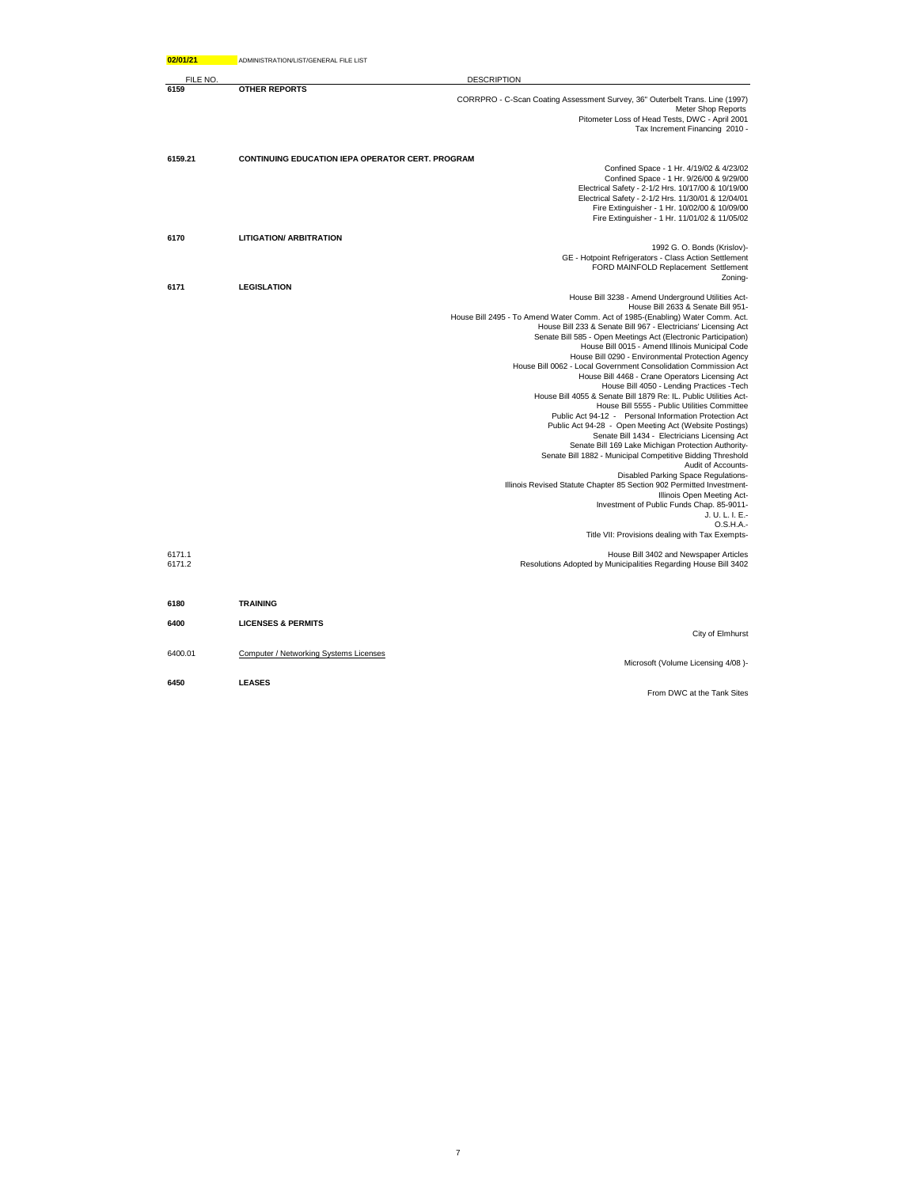02/01/21 ADMINISTRATION/LIST/GENERAL FILE LIST

| FILE NO. | | DESCRIPTION |
|---|---|---|
| **6159** | **OTHER REPORTS** | |
| | | CORRPRO - C-Scan Coating Assessment Survey, 36" Outerbelt Trans. Line (1997) |
| | | Meter Shop Reports |
| | | Pitometer Loss of Head Tests, DWC - April 2001 |
| | | Tax Increment Financing 2010 - |
| **6159.21** | **CONTINUING EDUCATION IEPA OPERATOR CERT. PROGRAM** | |
| | | Confined Space - 1 Hr. 4/19/02 & 4/23/02 |
| | | Confined Space - 1 Hr. 9/26/00 & 9/29/00 |
| | | Electrical Safety - 2-1/2 Hrs. 10/17/00 & 10/19/00 |
| | | Electrical Safety - 2-1/2 Hrs. 11/30/01 & 12/04/01 |
| | | Fire Extinguisher - 1 Hr. 10/02/00 & 10/09/00 |
| | | Fire Extinguisher - 1 Hr. 11/01/02 & 11/05/02 |
| **6170** | **LITIGATION/ ARBITRATION** | |
| | | 1992 G. O. Bonds (Krislov)- |
| | | GE - Hotpoint Refrigerators - Class Action Settlement |
| | | FORD MAINFOLD Replacement Settlement |
| | | Zoning- |
| **6171** | **LEGISLATION** | |
| | | House Bill 3238 - Amend Underground Utilities Act- |
| | | House Bill 2633 & Senate Bill 951- |
| | | House Bill 2495 - To Amend Water Comm. Act of 1985-(Enabling) Water Comm. Act. |
| | | House Bill 233 & Senate Bill 967 - Electricians' Licensing Act |
| | | Senate Bill 585 - Open Meetings Act (Electronic Participation) |
| | | House Bill 0015 - Amend Illinois Municipal Code |
| | | House Bill 0290 - Environmental Protection Agency |
| | | House Bill 0062 - Local Government Consolidation Commission Act |
| | | House Bill 4468 - Crane Operators Licensing Act |
| | | House Bill 4050 - Lending Practices -Tech |
| | | House Bill 4055 & Senate Bill 1879 Re: IL. Public Utilities Act- |
| | | House Bill 5555 - Public Utilities Committee |
| | | Public Act 94-12 - Personal Information Protection Act |
| | | Public Act 94-28 - Open Meeting Act (Website Postings) |
| | | Senate Bill 1434 - Electricians Licensing Act |
| | | Senate Bill 169 Lake Michigan Protection Authority- |
| | | Senate Bill 1882 - Municipal Competitive Bidding Threshold |
| | | Audit of Accounts- |
| | | Disabled Parking Space Regulations- |
| | | Illinois Revised Statute Chapter 85 Section 902 Permitted Investment- |
| | | Illinois Open Meeting Act- |
| | | Investment of Public Funds Chap. 85-9011- |
| | | J. U. L. I. E.- |
| | | O.S.H.A.- |
| | | Title VII: Provisions dealing with Tax Exempts- |
| 6171.1 | | House Bill 3402 and Newspaper Articles |
| 6171.2 | | Resolutions Adopted by Municipalities Regarding House Bill 3402 |
| **6180** | **TRAINING** | |
| **6400** | **LICENSES & PERMITS** | |
| | | City of Elmhurst |
| 6400.01 | Computer / Networking Systems Licenses | |
| | | Microsoft (Volume Licensing 4/08 )- |
| **6450** | **LEASES** | |
| | | From DWC at the Tank Sites |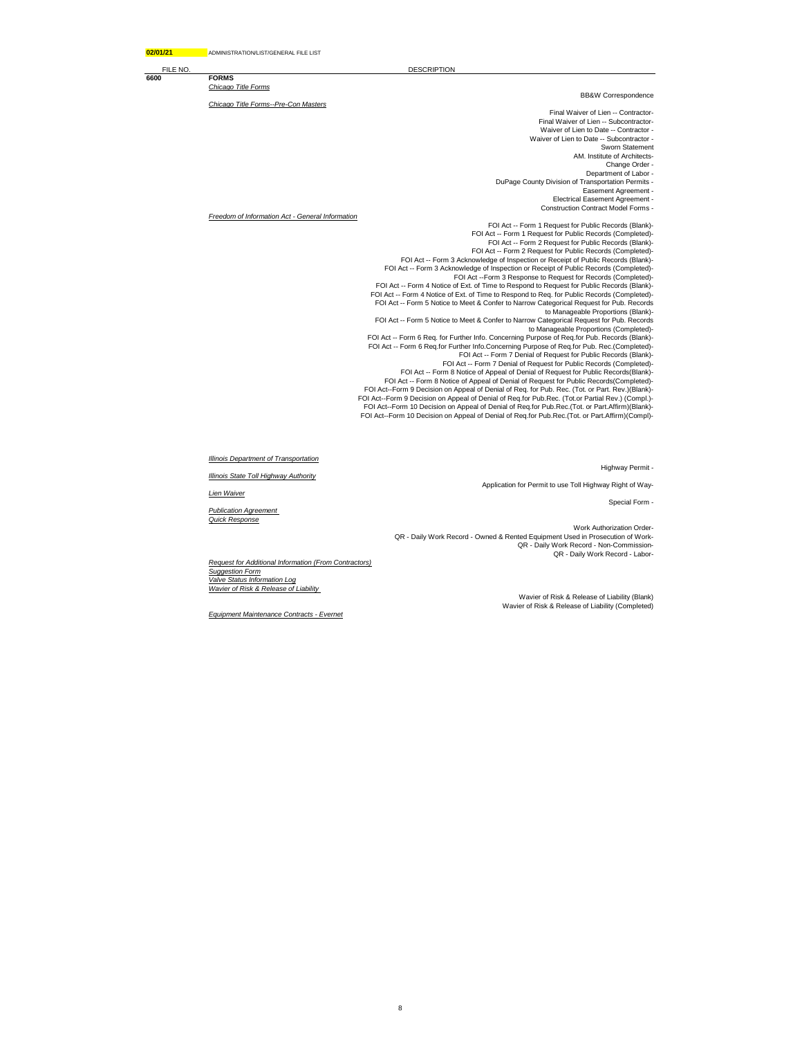**02/01/21** ADMINISTRATION/LIST/GENERAL FILE LIST

| FILE NO. | | DESCRIPTION |
|---|---|---|
| **6600** | **FORMS** | |
| | *Chicago Title Forms* | |
| | | BB&W Correspondence |
| | *Chicago Title Forms--Pre-Con Masters* | |
| | | Final Waiver of Lien -- Contractor- |
| | | Final Waiver of Lien -- Subcontractor- |
| | | Waiver of Lien to Date -- Contractor - |
| | | Waiver of Lien to Date -- Subcontractor - |
| | | Sworn Statement |
| | | AM. Institute of Architects- |
| | | Change Order - |
| | | Department of Labor - |
| | | DuPage County Division of Transportation Permits - |
| | | Easement Agreement - |
| | | Electrical Easement Agreement - |
| | | Construction Contract Model Forms - |
| | *Freedom of Information Act - General Information* | |
| | | FOI Act -- Form 1 Request for Public Records (Blank)- |
| | | FOI Act -- Form 1 Request for Public Records (Completed)- |
| | | FOI Act -- Form 2 Request for Public Records (Blank)- |
| | | FOI Act -- Form 2 Request for Public Records (Completed)- |
| | | FOI Act -- Form 3 Acknowledge of Inspection or Receipt of Public Records (Blank)- |
| | | FOI Act -- Form 3 Acknowledge of Inspection or Receipt of Public Records (Completed)- |
| | | FOI Act --Form 3 Response to Request for Records (Completed)- |
| | | FOI Act -- Form 4 Notice of Ext. of Time to Respond to Request for Public Records (Blank)- |
| | | FOI Act -- Form 4 Notice of Ext. of Time to Respond to Req. for Public Records (Completed)- |
| | | FOI Act -- Form 5 Notice to Meet & Confer to Narrow Categorical Request for Pub. Records to Manageable Proportions (Blank)- |
| | | FOI Act -- Form 5 Notice to Meet & Confer to Narrow Categorical Request for Pub. Records to Manageable Proportions (Completed)- |
| | | FOI Act -- Form 6 Req. for Further Info. Concerning Purpose of Req.for Pub. Records (Blank)- |
| | | FOI Act -- Form 6 Req.for Further Info.Concerning Purpose of Req.for Pub. Rec.(Completed)- |
| | | FOI Act -- Form 7 Denial of Request for Public Records (Blank)- |
| | | FOI Act -- Form 7 Denial of Request for Public Records (Completed)- |
| | | FOI Act -- Form 8 Notice of Appeal of Denial of Request for Public Records(Blank)- |
| | | FOI Act -- Form 8 Notice of Appeal of Denial of Request for Public Records(Completed)- |
| | | FOI Act--Form 9 Decision on Appeal of Denial of Req. for Pub. Rec. (Tot. or Part. Rev.)(Blank)- |
| | | FOI Act--Form 9 Decision on Appeal of Denial of Req.for Pub.Rec. (Tot.or Partial Rev.) (Compl.)- |
| | | FOI Act--Form 10 Decision on Appeal of Denial of Req.for Pub.Rec.(Tot. or Part.Affirm)(Blank)- |
| | | FOI Act--Form 10 Decision on Appeal of Denial of Req.for Pub.Rec.(Tot. or Part.Affirm)(Compl)- |
| | *Illinois Department of Transportation* | |
| | | Highway Permit - |
| | *Illinois State Toll Highway Authority* | |
| | | Application for Permit to use Toll Highway Right of Way- |
| | *Lien Waiver* | |
| | | Special Form - |
| | *Publication Agreement* | |
| | *Quick Response* | |
| | | Work Authorization Order- |
| | | QR - Daily Work Record - Owned & Rented Equipment Used in Prosecution of Work- |
| | | QR - Daily Work Record - Non-Commission- |
| | | QR - Daily Work Record - Labor- |
| | *Request for Additional Information (From Contractors)* | |
| | *Suggestion Form* | |
| | *Valve Status Information Log* | |
| | *Wavier of Risk & Release of Liability* | |
| | | Wavier of Risk & Release of Liability (Blank) |
| | | Wavier of Risk & Release of Liability (Completed) |
| | *Equipment Maintenance Contracts - Evernet* | |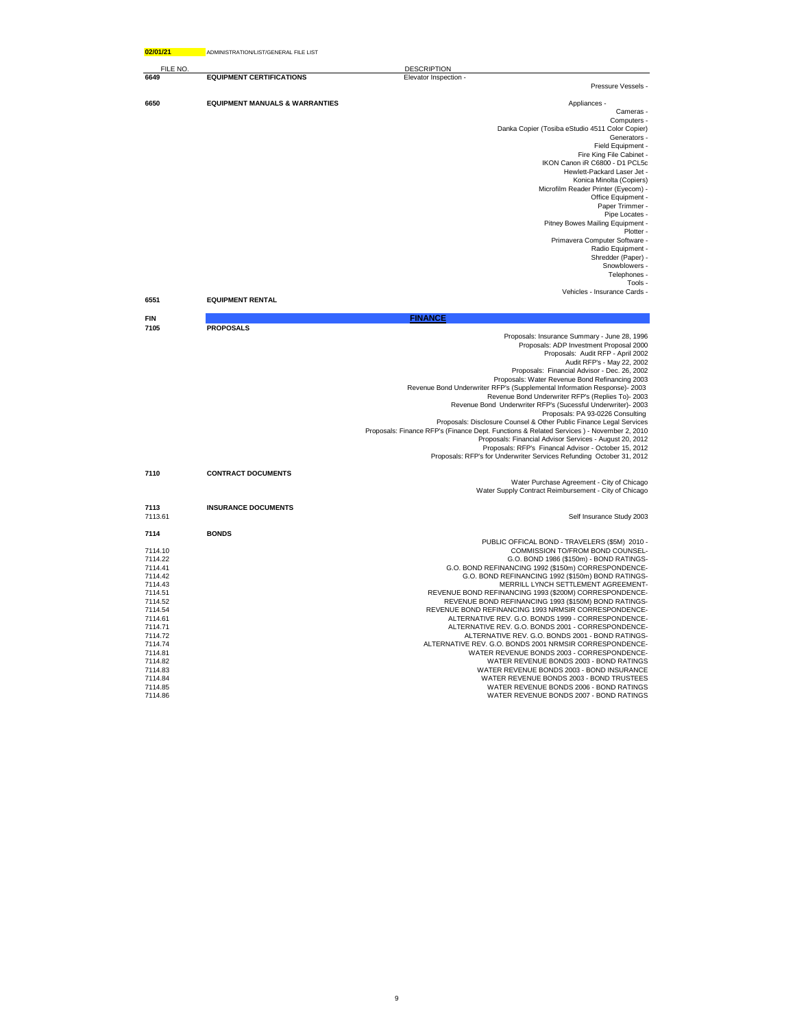02/01/21 ADMINISTRATION/LIST/GENERAL FILE LIST

| FILE NO. | | DESCRIPTION |
|---|---|---|
| **6649** | **EQUIPMENT CERTIFICATIONS** | Elevator Inspection - |
| | | Pressure Vessels - |
| **6650** | **EQUIPMENT MANUALS & WARRANTIES** | Appliances - |
| | | Cameras - |
| | | Computers - |
| | | Danka Copier (Tosiba eStudio 4511 Color Copier) |
| | | Generators - |
| | | Field Equipment - |
| | | Fire King File Cabinet - |
| | | IKON Canon iR C6800 - D1 PCL5c |
| | | Hewlett-Packard Laser Jet - |
| | | Konica Minolta (Copiers) |
| | | Microfilm Reader Printer (Eyecom) - |
| | | Office Equipment - |
| | | Paper Trimmer - |
| | | Pipe Locates - |
| | | Pitney Bowes Mailing Equipment - |
| | | Plotter - |
| | | Primavera Computer Software - |
| | | Radio Equipment - |
| | | Shredder (Paper) - |
| | | Snowblowers - |
| | | Telephones - |
| | | Tools - |
| | | Vehicles - Insurance Cards - |
| **6551** | **EQUIPMENT RENTAL** | |
| **FIN** | | **FINANCE** |
| **7105** | **PROPOSALS** | |
| | | Proposals: Insurance Summary - June 28, 1996 |
| | | Proposals: ADP Investment Proposal 2000 |
| | | Proposals: Audit RFP - April 2002 |
| | | Audit RFP's - May 22, 2002 |
| | | Proposals: Financial Advisor - Dec. 26, 2002 |
| | | Proposals: Water Revenue Bond Refinancing 2003 |
| | | Revenue Bond Underwriter RFP's (Supplemental Information Response)- 2003 |
| | | Revenue Bond Underwriter RFP's (Replies To)- 2003 |
| | | Revenue Bond Underwriter RFP's (Sucessful Underwriter)- 2003 |
| | | Proposals: PA 93-0226 Consulting |
| | | Proposals: Disclosure Counsel & Other Public Finance Legal Services |
| | | Proposals: Finance RFP's (Finance Dept. Functions & Related Services ) - November 2, 2010 |
| | | Proposals: Financial Advisor Services - August 20, 2012 |
| | | Proposals: RFP's Financal Advisor - October 15, 2012 |
| | | Proposals: RFP's for Underwriter Services Refunding October 31, 2012 |
| **7110** | **CONTRACT DOCUMENTS** | |
| | | Water Purchase Agreement - City of Chicago |
| | | Water Supply Contract Reimbursement - City of Chicago |
| **7113** | **INSURANCE DOCUMENTS** | |
| 7113.61 | | Self Insurance Study 2003 |
| **7114** | **BONDS** | |
| | | PUBLIC OFFICAL BOND - TRAVELERS ($5M) 2010 - |
| 7114.10 | | COMMISSION TO/FROM BOND COUNSEL- |
| 7114.22 | | G.O. BOND 1986 ($150m) - BOND RATINGS- |
| 7114.41 | | G.O. BOND REFINANCING 1992 ($150m) CORRESPONDENCE- |
| 7114.42 | | G.O. BOND REFINANCING 1992 ($150m) BOND RATINGS- |
| 7114.43 | | MERRILL LYNCH SETTLEMENT AGREEMENT- |
| 7114.51 | | REVENUE BOND REFINANCING 1993 ($200M) CORRESPONDENCE- |
| 7114.52 | | REVENUE BOND REFINANCING 1993 ($150M) BOND RATINGS- |
| 7114.54 | | REVENUE BOND REFINANCING 1993 NRMSIR CORRESPONDENCE- |
| 7114.61 | | ALTERNATIVE REV. G.O. BONDS 1999 - CORRESPONDENCE- |
| 7114.71 | | ALTERNATIVE REV. G.O. BONDS 2001 - CORRESPONDENCE- |
| 7114.72 | | ALTERNATIVE REV. G.O. BONDS 2001 - BOND RATINGS- |
| 7114.74 | | ALTERNATIVE REV. G.O. BONDS 2001 NRMSIR CORRESPONDENCE- |
| 7114.81 | | WATER REVENUE BONDS 2003 - CORRESPONDENCE- |
| 7114.82 | | WATER REVENUE BONDS 2003 - BOND RATINGS |
| 7114.83 | | WATER REVENUE BONDS 2003 - BOND INSURANCE |
| 7114.84 | | WATER REVENUE BONDS 2003 - BOND TRUSTEES |
| 7114.85 | | WATER REVENUE BONDS 2006 - BOND RATINGS |
| 7114.86 | | WATER REVENUE BONDS 2007 - BOND RATINGS |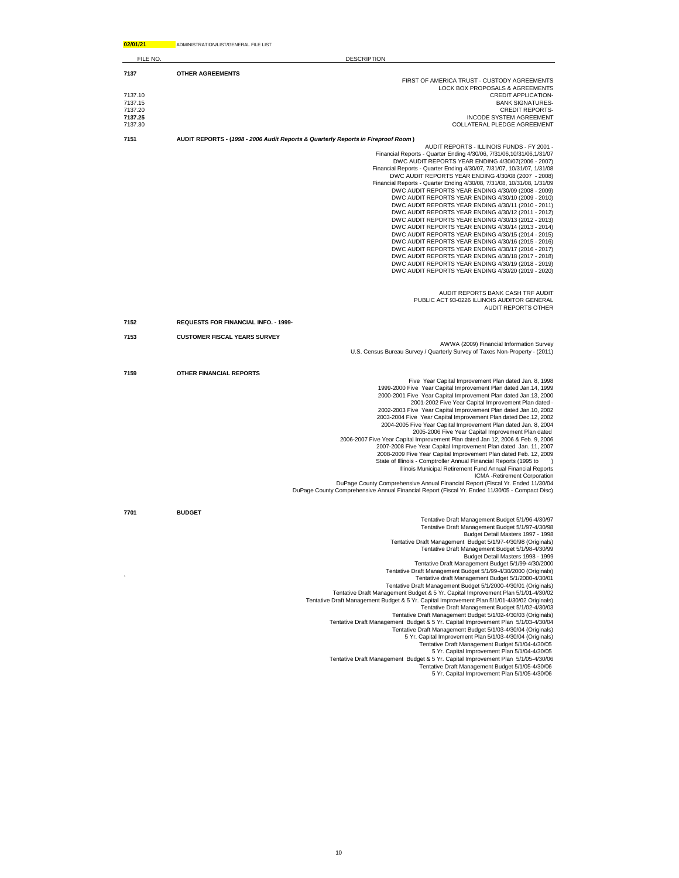**02/01/21** ADMINISTRATION/LIST/GENERAL FILE LIST

| FILE NO. | DESCRIPTION |
|---|---|
| **7137** | **OTHER AGREEMENTS** |
| | FIRST OF AMERICA TRUST - CUSTODY AGREEMENTS |
| | LOCK BOX PROPOSALS & AGREEMENTS |
| 7137.10 | CREDIT APPLICATION- |
| 7137.15 | BANK SIGNATURES- |
| 7137.20 | CREDIT REPORTS- |
| **7137.25** | INCODE SYSTEM AGREEMENT |
| 7137.30 | COLLATERAL PLEDGE AGREEMENT |
| **7151** | ***AUDIT REPORTS - (1998 - 2006 Audit Reports & Quarterly Reports in Fireproof Room)*** |
| | AUDIT REPORTS - ILLINOIS FUNDS - FY 2001 - |
| | Financial Reports - Quarter Ending 4/30/06, 7/31/06,10/31/06,1/31/07 |
| | DWC AUDIT REPORTS YEAR ENDING 4/30/07(2006 - 2007) |
| | Financial Reports - Quarter Ending 4/30/07, 7/31/07, 10/31/07, 1/31/08 |
| | DWC AUDIT REPORTS YEAR ENDING 4/30/08 (2007 - 2008) |
| | Financial Reports - Quarter Ending 4/30/08, 7/31/08, 10/31/08, 1/31/09 |
| | DWC AUDIT REPORTS YEAR ENDING 4/30/09 (2008 - 2009) |
| | DWC AUDIT REPORTS YEAR ENDING 4/30/10 (2009 - 2010) |
| | DWC AUDIT REPORTS YEAR ENDING 4/30/11 (2010 - 2011) |
| | DWC AUDIT REPORTS YEAR ENDING 4/30/12 (2011 - 2012) |
| | DWC AUDIT REPORTS YEAR ENDING 4/30/13 (2012 - 2013) |
| | DWC AUDIT REPORTS YEAR ENDING 4/30/14 (2013 - 2014) |
| | DWC AUDIT REPORTS YEAR ENDING 4/30/15 (2014 - 2015) |
| | DWC AUDIT REPORTS YEAR ENDING 4/30/16 (2015 - 2016) |
| | DWC AUDIT REPORTS YEAR ENDING 4/30/17 (2016 - 2017) |
| | DWC AUDIT REPORTS YEAR ENDING 4/30/18 (2017 - 2018) |
| | DWC AUDIT REPORTS YEAR ENDING 4/30/19 (2018 - 2019) |
| | DWC AUDIT REPORTS YEAR ENDING 4/30/20 (2019 - 2020) |
| | AUDIT REPORTS BANK CASH TRF AUDIT |
| | PUBLIC ACT 93-0226 ILLINOIS AUDITOR GENERAL |
| | AUDIT REPORTS OTHER |
| **7152** | **REQUESTS FOR FINANCIAL INFO. - 1999-** |
| **7153** | **CUSTOMER FISCAL YEARS SURVEY** |
| | AWWA (2009) Financial Information Survey |
| | U.S. Census Bureau Survey / Quarterly Survey of Taxes Non-Property - (2011) |
| **7159** | **OTHER FINANCIAL REPORTS** |
| | Five Year Capital Improvement Plan dated Jan. 8, 1998 |
| | 1999-2000 Five Year Capital Improvement Plan dated Jan.14, 1999 |
| | 2000-2001 Five Year Capital Improvement Plan dated Jan.13, 2000 |
| | 2001-2002 Five Year Capital Improvement Plan dated - |
| | 2002-2003 Five Year Capital Improvement Plan dated Jan.10, 2002 |
| | 2003-2004 Five Year Capital Improvement Plan dated Dec.12, 2002 |
| | 2004-2005 Five Year Capital Improvement Plan dated Jan. 8, 2004 |
| | 2005-2006 Five Year Capital Improvement Plan dated |
| | 2006-2007 Five Year Capital Improvement Plan dated Jan 12, 2006 & Feb. 9, 2006 |
| | 2007-2008 Five Year Capital Improvement Plan dated Jan. 11, 2007 |
| | 2008-2009 Five Year Capital Improvement Plan dated Feb. 12, 2009 |
| | State of Illinois - Comptroller Annual Financial Reports (1995 to ) |
| | Illinois Municipal Retirement Fund Annual Financial Reports |
| | ICMA -Retirement Corporation |
| | DuPage County Comprehensive Annual Financial Report (Fiscal Yr. Ended 11/30/04 |
| | DuPage County Comprehensive Annual Financial Report (Fiscal Yr. Ended 11/30/05 - Compact Disc) |
| **7701** | **BUDGET** |
| | Tentative Draft Management Budget 5/1/96-4/30/97 |
| | Tentative Draft Management Budget 5/1/97-4/30/98 |
| | Budget Detail Masters 1997 - 1998 |
| | Tentative Draft Management Budget 5/1/97-4/30/98 (Originals) |
| | Tentative Draft Management Budget 5/1/98-4/30/99 |
| | Budget Detail Masters 1998 - 1999 |
| | Tentative Draft Management Budget 5/1/99-4/30/2000 |
| | Tentative Draft Management Budget 5/1/99-4/30/2000 (Originals) |
| ` | Tentative draft Management Budget 5/1/2000-4/30/01 |
| | Tentative Draft Management Budget 5/1/2000-4/30/01 (Originals) |
| | Tentative Draft Management Budget & 5 Yr. Capital Improvement Plan 5/1/01-4/30/02 |
| | Tentative Draft Management Budget & 5 Yr. Capital Improvement Plan 5/1/01-4/30/02 Originals) |
| | Tentative Draft Management Budget 5/1/02-4/30/03 |
| | Tentative Draft Management Budget 5/1/02-4/30/03 (Originals) |
| | Tentative Draft Management Budget & 5 Yr. Capital Improvement Plan 5/1/03-4/30/04 |
| | Tentative Draft Management Budget 5/1/03-4/30/04 (Originals) |
| | 5 Yr. Capital Improvement Plan 5/1/03-4/30/04 (Originals) |
| | Tentative Draft Management Budget 5/1/04-4/30/05 |
| | 5 Yr. Capital Improvement Plan 5/1/04-4/30/05 |
| | Tentative Draft Management Budget & 5 Yr. Capital Improvement Plan 5/1/05-4/30/06 |
| | Tentative Draft Management Budget 5/1/05-4/30/06 |
| | 5 Yr. Capital Improvement Plan 5/1/05-4/30/06 |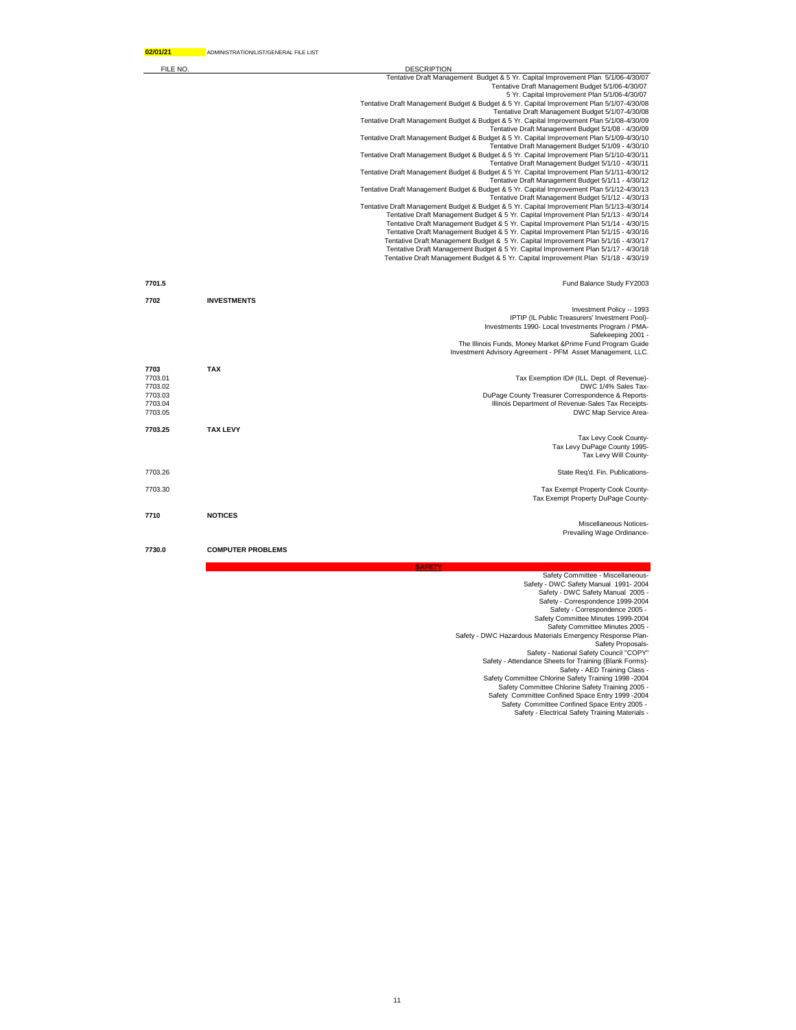**02/01/21** ADMINISTRATION/LIST/GENERAL FILE LIST

| FILE NO. | | DESCRIPTION |
|---|---|---|
| | | Tentative Draft Management Budget & 5 Yr. Capital Improvement Plan 5/1/06-4/30/07 |
| | | Tentative Draft Management Budget 5/1/06-4/30/07 |
| | | 5 Yr. Capital Improvement Plan 5/1/06-4/30/07 |
| | | Tentative Draft Management Budget & Budget & 5 Yr. Capital Improvement Plan 5/1/07-4/30/08 |
| | | Tentative Draft Management Budget 5/1/07-4/30/08 |
| | | Tentative Draft Management Budget & Budget & 5 Yr. Capital Improvement Plan 5/1/08-4/30/09 |
| | | Tentative Draft Management Budget 5/1/08 - 4/30/09 |
| | | Tentative Draft Management Budget & Budget & 5 Yr. Capital Improvement Plan 5/1/09-4/30/10 |
| | | Tentative Draft Management Budget 5/1/09 - 4/30/10 |
| | | Tentative Draft Management Budget & Budget & 5 Yr. Capital Improvement Plan 5/1/10-4/30/11 |
| | | Tentative Draft Management Budget 5/1/10 - 4/30/11 |
| | | Tentative Draft Management Budget & Budget & 5 Yr. Capital Improvement Plan 5/1/11-4/30/12 |
| | | Tentative Draft Management Budget 5/1/11 - 4/30/12 |
| | | Tentative Draft Management Budget & Budget & 5 Yr. Capital Improvement Plan 5/1/12-4/30/13 |
| | | Tentative Draft Management Budget 5/1/12 - 4/30/13 |
| | | Tentative Draft Management Budget & Budget & 5 Yr. Capital Improvement Plan 5/1/13-4/30/14 |
| | | Tentative Draft Management Budget & 5 Yr. Capital Improvement Plan 5/1/13 - 4/30/14 |
| | | Tentative Draft Management Budget & 5 Yr. Capital Improvement Plan 5/1/14 - 4/30/15 |
| | | Tentative Draft Management Budget & 5 Yr. Capital Improvement Plan 5/1/15 - 4/30/16 |
| | | Tentative Draft Management Budget & 5 Yr. Capital Improvement Plan 5/1/16 - 4/30/17 |
| | | Tentative Draft Management Budget & 5 Yr. Capital Improvement Plan 5/1/17 - 4/30/18 |
| | | Tentative Draft Management Budget & 5 Yr. Capital Improvement Plan 5/1/18 - 4/30/19 |
| **7701.5** | | Fund Balance Study FY2003 |
| **7702** | **INVESTMENTS** | |
| | | Investment Policy -- 1993 |
| | | IPTIP (IL Public Treasurers' Investment Pool)- |
| | | Investments 1990- Local Investments Program / PMA- |
| | | Safekeeping 2001 - |
| | | The Illinois Funds, Money Market &Prime Fund Program Guide |
| | | Investment Advisory Agreement - PFM Asset Management, LLC. |
| **7703** | **TAX** | |
| 7703.01 | | Tax Exemption ID# (ILL. Dept. of Revenue)- |
| 7703.02 | | DWC 1/4% Sales Tax- |
| 7703.03 | | DuPage County Treasurer Correspondence & Reports- |
| 7703.04 | | Illinois Department of Revenue-Sales Tax Receipts- |
| 7703.05 | | DWC Map Service Area- |
| **7703.25** | **TAX LEVY** | |
| | | Tax Levy Cook County- |
| | | Tax Levy DuPage County 1995- |
| | | Tax Levy Will County- |
| 7703.26 | | State Req'd. Fin. Publications- |
| 7703.30 | | Tax Exempt Property Cook County- |
| | | Tax Exempt Property DuPage County- |
| **7710** | **NOTICES** | |
| | | Miscellaneous Notices- |
| | | Prevailing Wage Ordinance- |
| **7730.0** | **COMPUTER PROBLEMS** | |
| | **SAFETY** | |
| | | Safety Committee - Miscellaneous- |
| | | Safety - DWC Safety Manual 1991- 2004 |
| | | Safety - DWC Safety Manual 2005 - |
| | | Safety - Correspondence 1999-2004 |
| | | Safety - Correspondence 2005 - |
| | | Safety Committee Minutes 1999-2004 |
| | | Safety Committee Minutes 2005 - |
| | | Safety - DWC Hazardous Materials Emergency Response Plan- |
| | | Safety Proposals- |
| | | Safety - National Safety Council "COPY" |
| | | Safety - Attendance Sheets for Training (Blank Forms)- |
| | | Safety - AED Training Class - |
| | | Safety Committee Chlorine Safety Training 1998 -2004 |
| | | Safety Committee Chlorine Safety Training 2005 - |
| | | Safety Committee Confined Space Entry 1999 -2004 |
| | | Safety Committee Confined Space Entry 2005 - |
| | | Safety - Electrical Safety Training Materials - |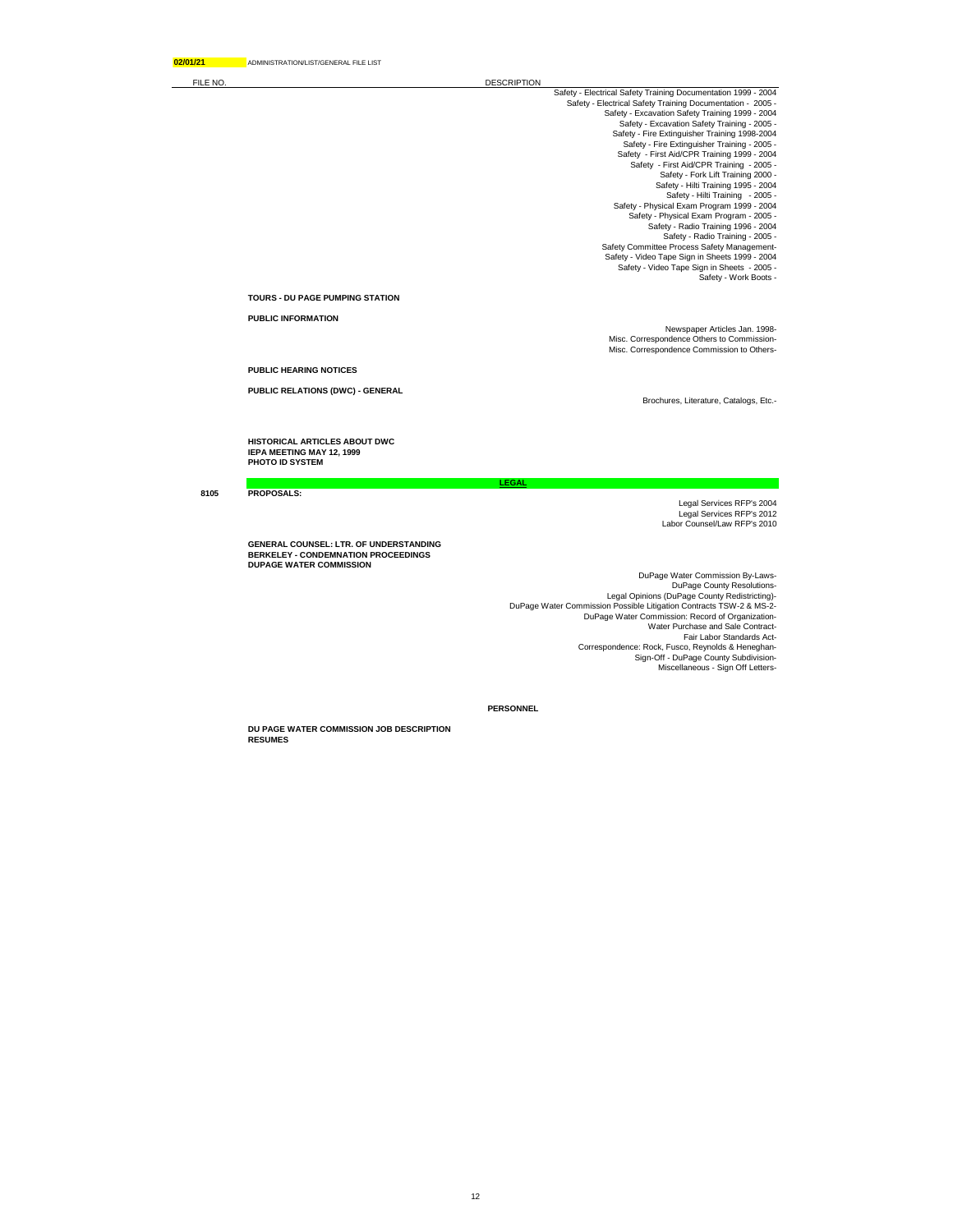02/01/21 ADMINISTRATION/LIST/GENERAL FILE LIST

| FILE NO. | | DESCRIPTION |
|---|---|---|
| | | Safety - Electrical Safety Training Documentation 1999 - 2004 |
| | | Safety - Electrical Safety Training Documentation - 2005 - |
| | | Safety - Excavation Safety Training 1999 - 2004 |
| | | Safety - Excavation Safety Training - 2005 - |
| | | Safety - Fire Extinguisher Training 1998-2004 |
| | | Safety - Fire Extinguisher Training - 2005 - |
| | | Safety - First Aid/CPR Training 1999 - 2004 |
| | | Safety - First Aid/CPR Training - 2005 - |
| | | Safety - Fork Lift Training 2000 - |
| | | Safety - Hilti Training 1995 - 2004 |
| | | Safety - Hilti Training - 2005 - |
| | | Safety - Physical Exam Program 1999 - 2004 |
| | | Safety - Physical Exam Program - 2005 - |
| | | Safety - Radio Training 1996 - 2004 |
| | | Safety - Radio Training - 2005 - |
| | | Safety Committee Process Safety Management- |
| | | Safety - Video Tape Sign in Sheets 1999 - 2004 |
| | | Safety - Video Tape Sign in Sheets - 2005 - |
| | | Safety - Work Boots - |
| | **TOURS - DU PAGE PUMPING STATION** | |
| | **PUBLIC INFORMATION** | |
| | | Newspaper Articles Jan. 1998- |
| | | Misc. Correspondence Others to Commission- |
| | | Misc. Correspondence Commission to Others- |
| | **PUBLIC HEARING NOTICES** | |
| | **PUBLIC RELATIONS (DWC) - GENERAL** | |
| | | Brochures, Literature, Catalogs, Etc.- |
| | **HISTORICAL ARTICLES ABOUT DWC** | |
| | **IEPA MEETING MAY 12, 1999** | |
| | **PHOTO ID SYSTEM** | |

## LEGAL

| FILE NO. | | DESCRIPTION |
|---|---|---|
| **8105** | **PROPOSALS:** | |
| | | Legal Services RFP's 2004 |
| | | Legal Services RFP's 2012 |
| | | Labor Counsel/Law RFP's 2010 |
| | **GENERAL COUNSEL: LTR. OF UNDERSTANDING** | |
| | **BERKELEY - CONDEMNATION PROCEEDINGS** | |
| | **DUPAGE WATER COMMISSION** | |
| | | DuPage Water Commission By-Laws- |
| | | DuPage County Resolutions- |
| | | Legal Opinions (DuPage County Redistricting)- |
| | | DuPage Water Commission Possible Litigation Contracts TSW-2 & MS-2- |
| | | DuPage Water Commission: Record of Organization- |
| | | Water Purchase and Sale Contract- |
| | | Fair Labor Standards Act- |
| | | Correspondence: Rock, Fusco, Reynolds & Heneghan- |
| | | Sign-Off - DuPage County Subdivision- |
| | | Miscellaneous - Sign Off Letters- |

## PERSONNEL

**DU PAGE WATER COMMISSION JOB DESCRIPTION**
**RESUMES**